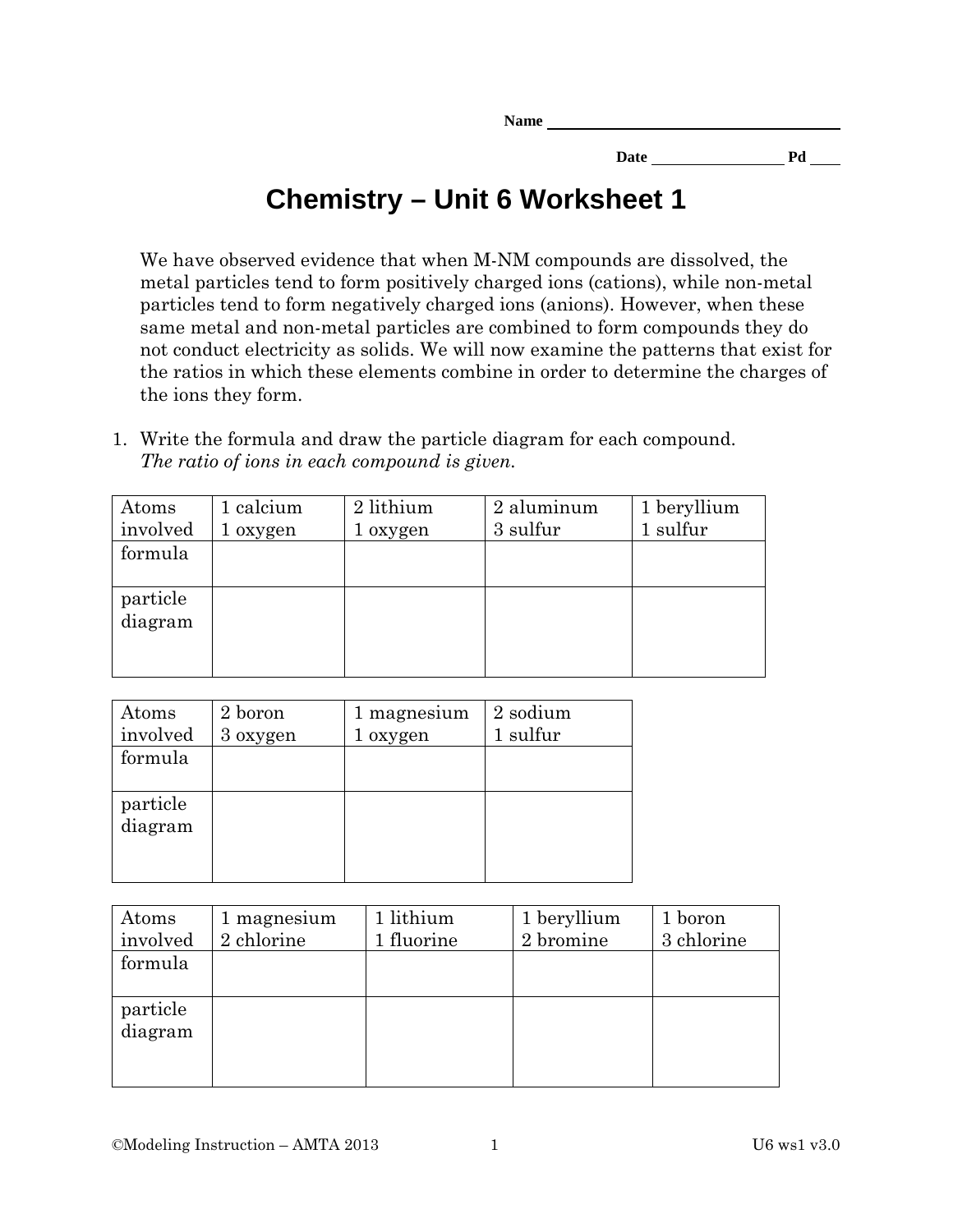Name ____________________

Date ____________ Pd ___

# Chemistry – Unit 6 Worksheet 1

We have observed evidence that when M-NM compounds are dissolved, the metal particles tend to form positively charged ions (cations), while non-metal particles tend to form negatively charged ions (anions). However, when these same metal and non-metal particles are combined to form compounds they do not conduct electricity as solids. We will now examine the patterns that exist for the ratios in which these elements combine in order to determine the charges of the ions they form.

1. Write the formula and draw the particle diagram for each compound. *The ratio of ions in each compound is given.*

| Atoms involved | 1 calcium<br>1 oxygen | 2 lithium<br>1 oxygen | 2 aluminum<br>3 sulfur | 1 beryllium<br>1 sulfur |
|---|---|---|---|---|
| formula | | | | |
| particle diagram | | | | |

| Atoms involved | 2 boron<br>3 oxygen | 1 magnesium<br>1 oxygen | 2 sodium<br>1 sulfur |
|---|---|---|---|
| formula | | | |
| particle diagram | | | |

| Atoms involved | 1 magnesium<br>2 chlorine | 1 lithium<br>1 fluorine | 1 beryllium<br>2 bromine | 1 boron<br>3 chlorine |
|---|---|---|---|---|
| formula | | | | |
| particle diagram | | | | |

©Modeling Instruction – AMTA 2013 U6 ws1 v3.0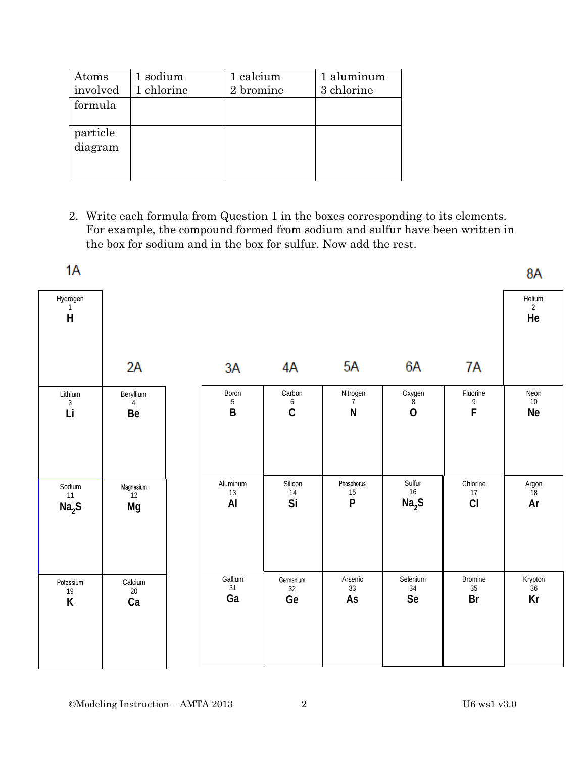| Atoms involved | 1 sodium 1 chlorine | 1 calcium 2 bromine | 1 aluminum 3 chlorine |
|---|---|---|---|
| formula | | | |
| particle diagram | | | |

2. Write each formula from Question 1 in the boxes corresponding to its elements. For example, the compound formed from sodium and sulfur have been written in the box for sodium and in the box for sulfur. Now add the rest.

| 1A | | | | | | | 8A |
|---|---|---|---|---|---|---|---|
| Hydrogen 1 **H** | 2A | 3A | 4A | 5A | 6A | 7A | Helium 2 **He** |
| Lithium 3 **Li** | Beryllium 4 **Be** | Boron 5 **B** | Carbon 6 **C** | Nitrogen 7 **N** | Oxygen 8 **O** | Fluorine 9 **F** | Neon 10 **Ne** |
| Sodium 11 $Na_2S$ | Magnesium 12 **Mg** | Aluminum 13 **Al** | Silicon 14 **Si** | Phosphorus 15 **P** | Sulfur 16 $Na_2S$ | Chlorine 17 **Cl** | Argon 18 **Ar** |
| Potassium 19 **K** | Calcium 20 **Ca** | Gallium 31 **Ga** | Germanium 32 **Ge** | Arsenic 33 **As** | Selenium 34 **Se** | Bromine 35 **Br** | Krypton 36 **Kr** |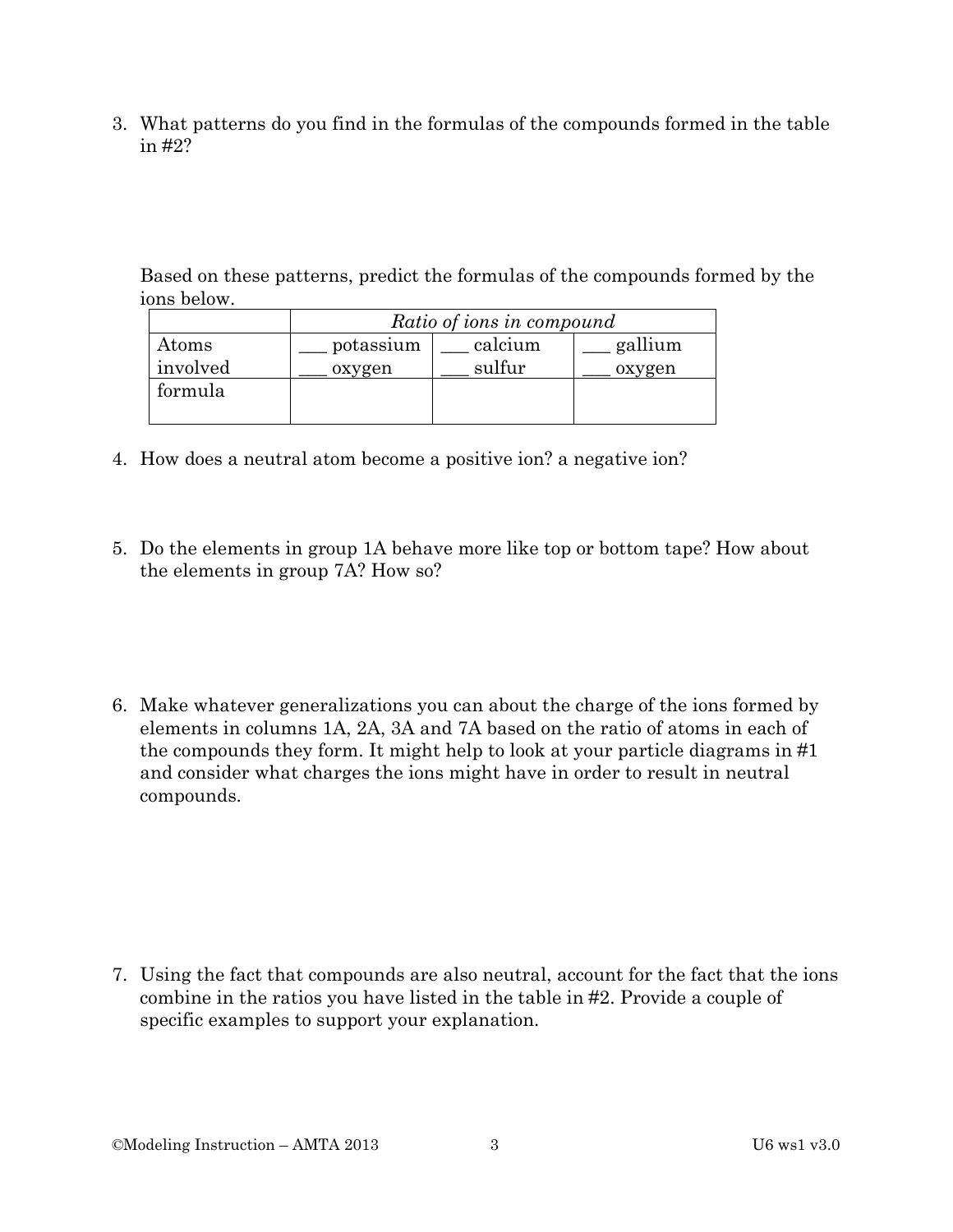3. What patterns do you find in the formulas of the compounds formed in the table in #2?

   Based on these patterns, predict the formulas of the compounds formed by the ions below.

| | *Ratio of ions in compound* | | |
|---|---|---|---|
| Atoms involved | ___ potassium<br>___ oxygen | ___ calcium<br>___ sulfur | ___ gallium<br>___ oxygen |
| formula | | | |

4. How does a neutral atom become a positive ion? a negative ion?

5. Do the elements in group 1A behave more like top or bottom tape? How about the elements in group 7A? How so?

6. Make whatever generalizations you can about the charge of the ions formed by elements in columns 1A, 2A, 3A and 7A based on the ratio of atoms in each of the compounds they form. It might help to look at your particle diagrams in #1 and consider what charges the ions might have in order to result in neutral compounds.

7. Using the fact that compounds are also neutral, account for the fact that the ions combine in the ratios you have listed in the table in #2. Provide a couple of specific examples to support your explanation.